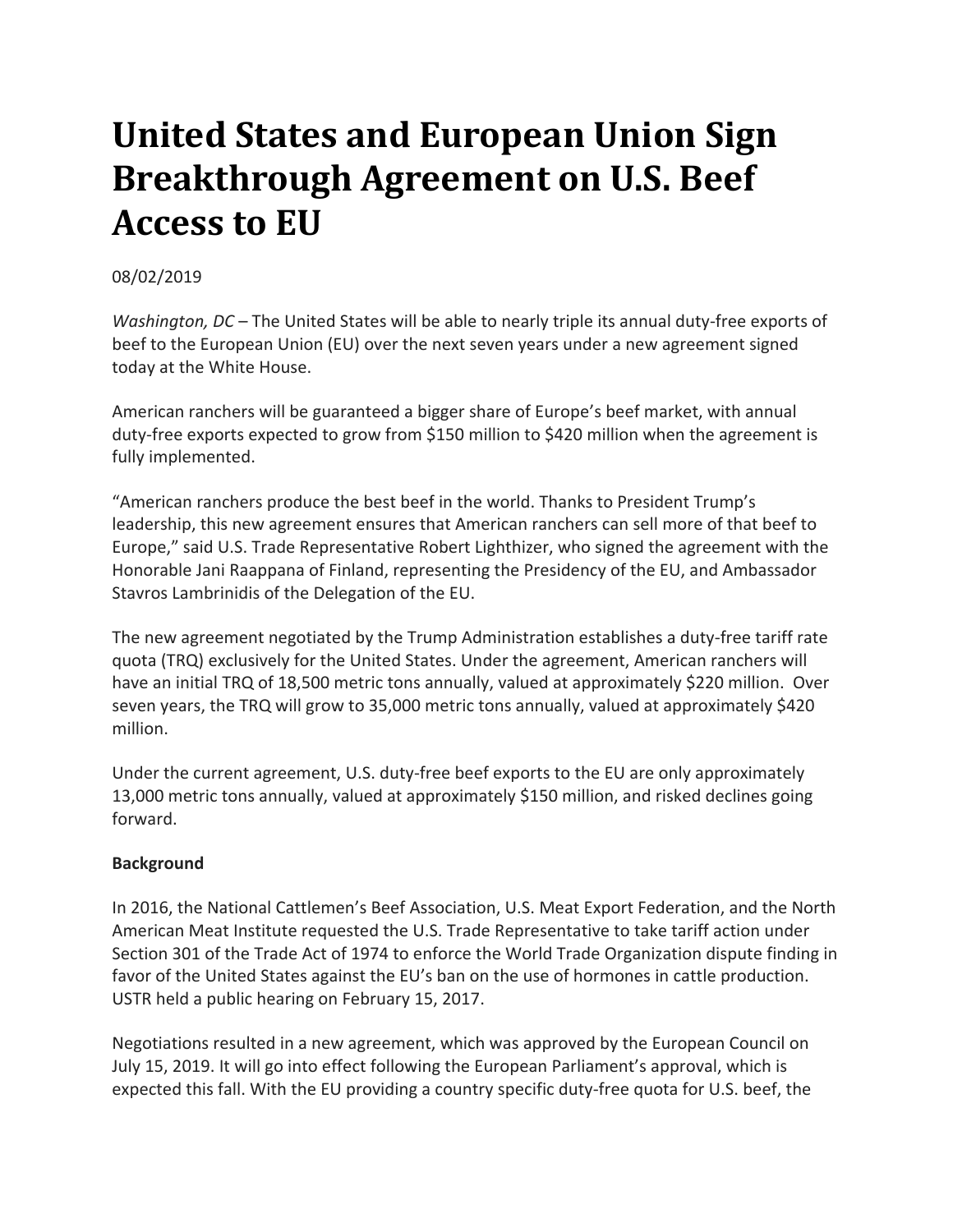# United States and European Union Sign Breakthrough Agreement on U.S. Beef Access to EU

08/02/2019

*Washington, DC* – The United States will be able to nearly triple its annual duty-free exports of beef to the European Union (EU) over the next seven years under a new agreement signed today at the White House.

American ranchers will be guaranteed a bigger share of Europe's beef market, with annual duty-free exports expected to grow from $150 million to $420 million when the agreement is fully implemented.

"American ranchers produce the best beef in the world. Thanks to President Trump's leadership, this new agreement ensures that American ranchers can sell more of that beef to Europe," said U.S. Trade Representative Robert Lighthizer, who signed the agreement with the Honorable Jani Raappana of Finland, representing the Presidency of the EU, and Ambassador Stavros Lambrinidis of the Delegation of the EU.

The new agreement negotiated by the Trump Administration establishes a duty-free tariff rate quota (TRQ) exclusively for the United States. Under the agreement, American ranchers will have an initial TRQ of 18,500 metric tons annually, valued at approximately $220 million. Over seven years, the TRQ will grow to 35,000 metric tons annually, valued at approximately $420 million.

Under the current agreement, U.S. duty-free beef exports to the EU are only approximately 13,000 metric tons annually, valued at approximately $150 million, and risked declines going forward.

**Background**

In 2016, the National Cattlemen's Beef Association, U.S. Meat Export Federation, and the North American Meat Institute requested the U.S. Trade Representative to take tariff action under Section 301 of the Trade Act of 1974 to enforce the World Trade Organization dispute finding in favor of the United States against the EU's ban on the use of hormones in cattle production. USTR held a public hearing on February 15, 2017.

Negotiations resulted in a new agreement, which was approved by the European Council on July 15, 2019. It will go into effect following the European Parliament's approval, which is expected this fall. With the EU providing a country specific duty-free quota for U.S. beef, the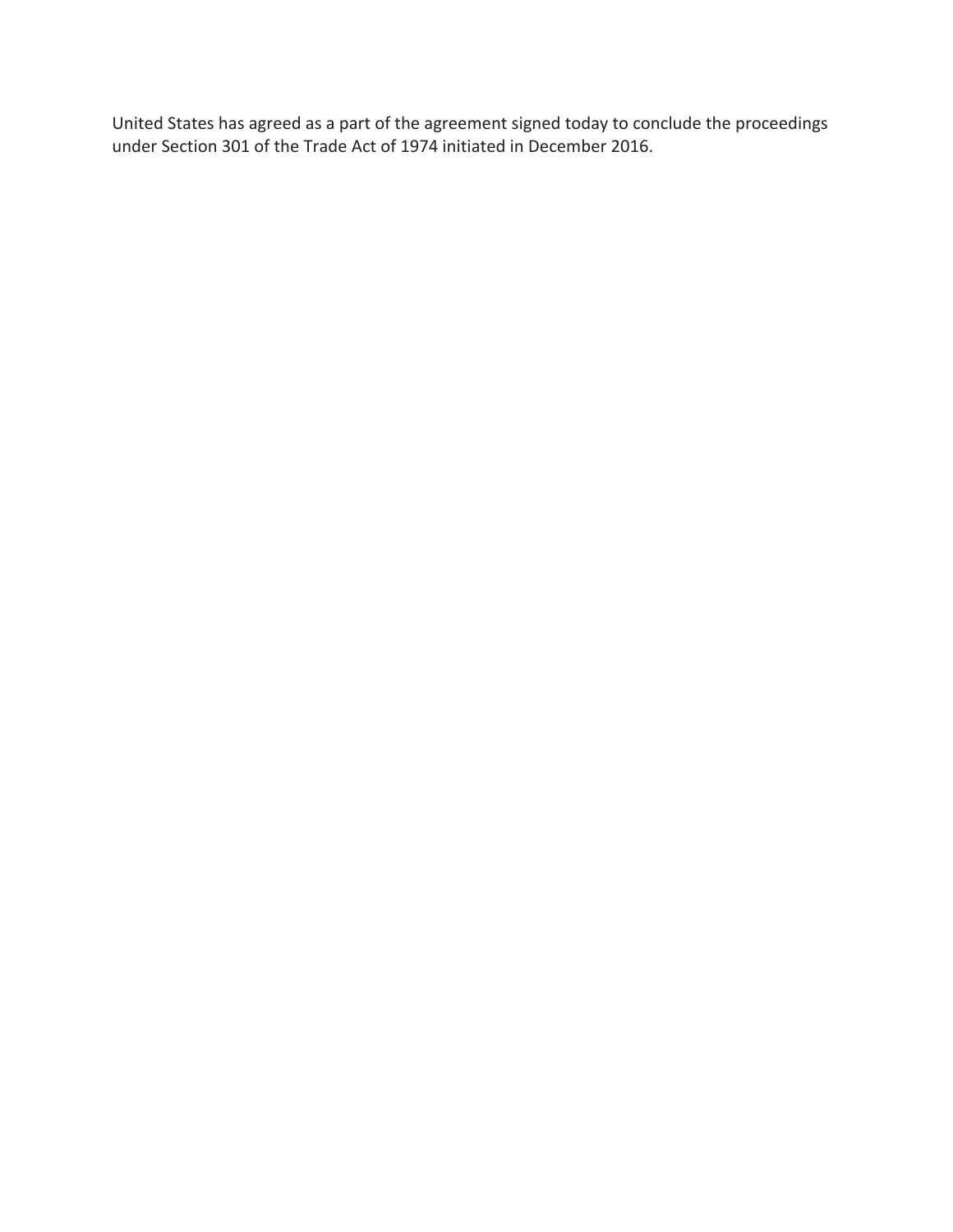United States has agreed as a part of the agreement signed today to conclude the proceedings under Section 301 of the Trade Act of 1974 initiated in December 2016.